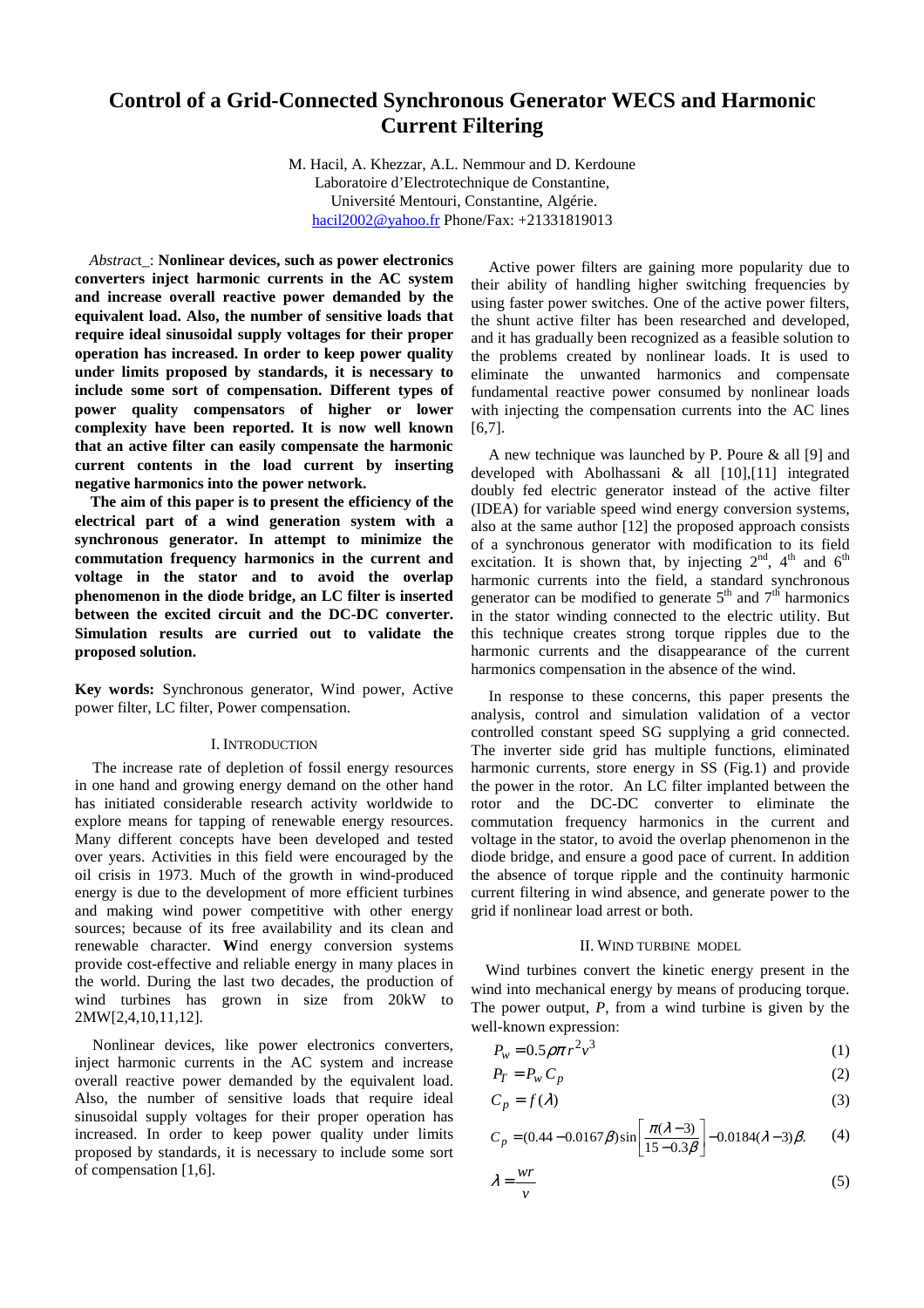# Control of a Grid-Connected Synchronous Generator WECS and Harmonic Current Filtering

M. Hacil, A. Khezzar, A.L. Nemmour and D. Kerdoune
Laboratoire d'Electrotechnique de Constantine,
Université Mentouri, Constantine, Algérie.
hacil2002@yahoo.fr Phone/Fax: +21331819013

*Abstract*_: **Nonlinear devices, such as power electronics converters inject harmonic currents in the AC system and increase overall reactive power demanded by the equivalent load. Also, the number of sensitive loads that require ideal sinusoidal supply voltages for their proper operation has increased. In order to keep power quality under limits proposed by standards, it is necessary to include some sort of compensation. Different types of power quality compensators of higher or lower complexity have been reported. It is now well known that an active filter can easily compensate the harmonic current contents in the load current by inserting negative harmonics into the power network.**

**The aim of this paper is to present the efficiency of the electrical part of a wind generation system with a synchronous generator. In attempt to minimize the commutation frequency harmonics in the current and voltage in the stator and to avoid the overlap phenomenon in the diode bridge, an LC filter is inserted between the excited circuit and the DC-DC converter. Simulation results are curried out to validate the proposed solution.**

**Key words:** Synchronous generator, Wind power, Active power filter, LC filter, Power compensation.

## I. Introduction

The increase rate of depletion of fossil energy resources in one hand and growing energy demand on the other hand has initiated considerable research activity worldwide to explore means for tapping of renewable energy resources. Many different concepts have been developed and tested over years. Activities in this field were encouraged by the oil crisis in 1973. Much of the growth in wind-produced energy is due to the development of more efficient turbines and making wind power competitive with other energy sources; because of its free availability and its clean and renewable character. **W**ind energy conversion systems provide cost-effective and reliable energy in many places in the world. During the last two decades, the production of wind turbines has grown in size from 20kW to 2MW[2,4,10,11,12].

Nonlinear devices, like power electronics converters, inject harmonic currents in the AC system and increase overall reactive power demanded by the equivalent load. Also, the number of sensitive loads that require ideal sinusoidal supply voltages for their proper operation has increased. In order to keep power quality under limits proposed by standards, it is necessary to include some sort of compensation [1,6].

Active power filters are gaining more popularity due to their ability of handling higher switching frequencies by using faster power switches. One of the active power filters, the shunt active filter has been researched and developed, and it has gradually been recognized as a feasible solution to the problems created by nonlinear loads. It is used to eliminate the unwanted harmonics and compensate fundamental reactive power consumed by nonlinear loads with injecting the compensation currents into the AC lines [6,7].

A new technique was launched by P. Poure & all [9] and developed with Abolhassani & all [10],[11] integrated doubly fed electric generator instead of the active filter (IDEA) for variable speed wind energy conversion systems, also at the same author [12] the proposed approach consists of a synchronous generator with modification to its field excitation. It is shown that, by injecting 2nd, 4th and 6th harmonic currents into the field, a standard synchronous generator can be modified to generate 5th and 7th harmonics in the stator winding connected to the electric utility. But this technique creates strong torque ripples due to the harmonic currents and the disappearance of the current harmonics compensation in the absence of the wind.

In response to these concerns, this paper presents the analysis, control and simulation validation of a vector controlled constant speed SG supplying a grid connected. The inverter side grid has multiple functions, eliminated harmonic currents, store energy in SS (Fig.1) and provide the power in the rotor. An LC filter implanted between the rotor and the DC-DC converter to eliminate the commutation frequency harmonics in the current and voltage in the stator, to avoid the overlap phenomenon in the diode bridge, and ensure a good pace of current. In addition the absence of torque ripple and the continuity harmonic current filtering in wind absence, and generate power to the grid if nonlinear load arrest or both.

## II. Wind turbine model

Wind turbines convert the kinetic energy present in the wind into mechanical energy by means of producing torque. The power output, $P$, from a wind turbine is given by the well-known expression:

$$P_w = 0.5\rho\pi r^2 v^3 \tag{1}$$

$$P_T = P_w C_p \tag{2}$$

$$C_p = f(\lambda) \tag{3}$$

$$C_p = (0.44 - 0.0167\beta)\sin\left[\frac{\pi(\lambda - 3)}{15 - 0.3\beta}\right] - 0.0184(\lambda - 3)\beta. \tag{4}$$

$$\lambda = \frac{wr}{v} \tag{5}$$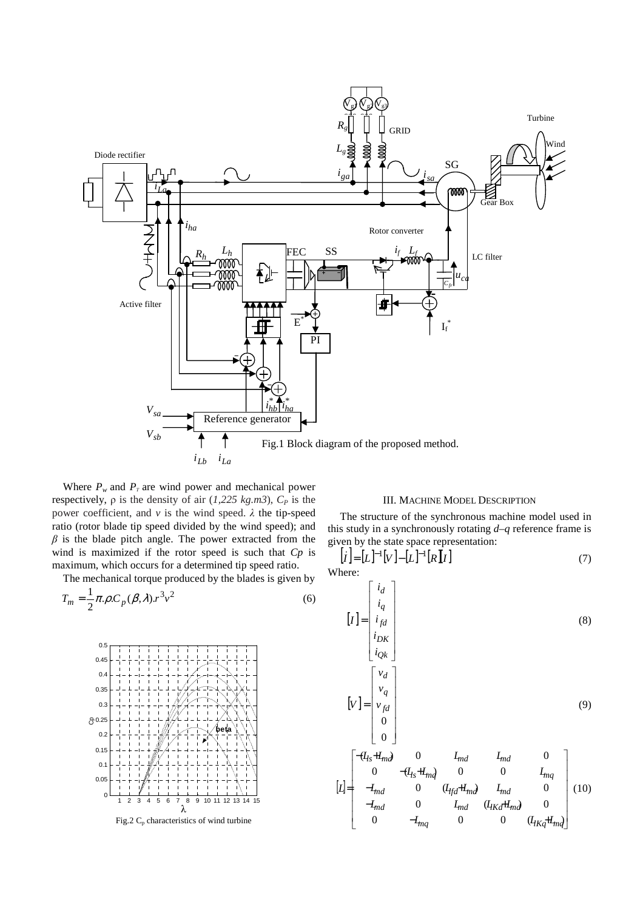Fig.1 Block diagram of the proposed method.

Where $P_w$ and $P_T$ are wind power and mechanical power respectively, ρ is the density of air (*1,225 kg.m3*), $C_P$ is the power coefficient, and $v$ is the wind speed. $\lambda$ the tip-speed ratio (rotor blade tip speed divided by the wind speed); and $\beta$ is the blade pitch angle. The power extracted from the wind is maximized if the rotor speed is such that $Cp$ is maximum, which occurs for a determined tip speed ratio.

The mechanical torque produced by the blades is given by

$$T_m = \frac{1}{2}\pi.\rho.C_p(\beta,\lambda).r^3 v^2 \tag{6}$$

Fig.2 $C_p$ characteristics of wind turbine

## III. Machine Model Description

The structure of the synchronous machine model used in this study in a synchronously rotating $d$–$q$ reference frame is given by the state space representation:

$$[\dot{I}] = [L]^{-1}[V] - [L]^{-1}[R][I] \tag{7}$$

Where:

$$[I] = \begin{bmatrix} i_d \\ i_q \\ i_{fd} \\ i_{DK} \\ i_{Qk} \end{bmatrix} \tag{8}$$

$$[V] = \begin{bmatrix} v_d \\ v_q \\ v_{fd} \\ 0 \\ 0 \end{bmatrix} \tag{9}$$

$$[L] = \begin{bmatrix} -(L_{ls}+L_{md}) & 0 & L_{md} & L_{md} & 0 \\ 0 & -(L_{ls}+L_{mq}) & 0 & 0 & L_{mq} \\ -L_{md} & 0 & (L_{lfd}+L_{md}) & L_{md} & 0 \\ -L_{md} & 0 & L_{md} & (L_{lKd}+L_{md}) & 0 \\ 0 & -L_{mq} & 0 & 0 & (L_{lKq}+L_{mq}) \end{bmatrix} \tag{10}$$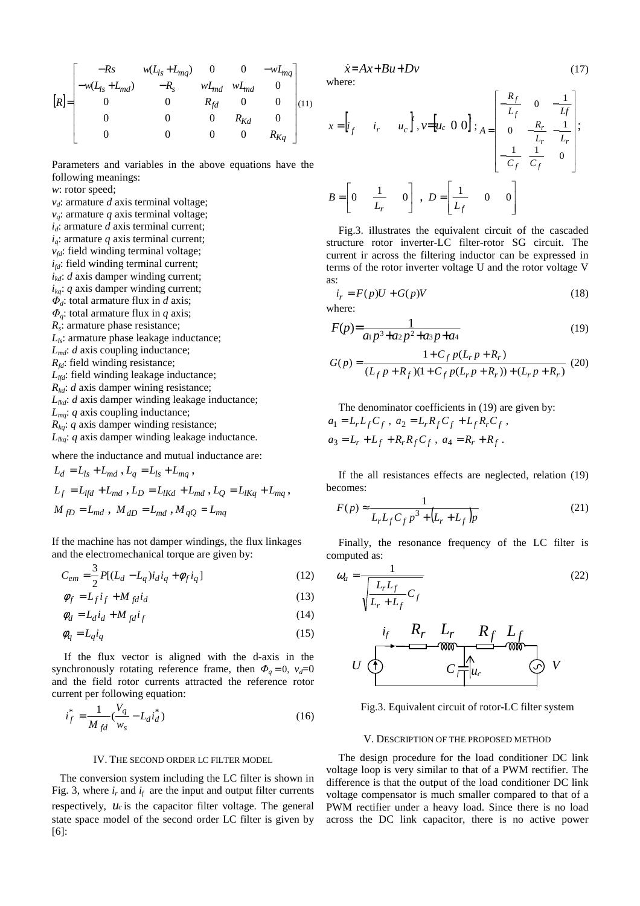$$
[R]=\begin{bmatrix} -Rs & w(L_{ls}+L_{mq}) & 0 & 0 & -wL_{mq} \\ -w(L_{ls}+L_{md}) & -R_s & wL_{md} & wL_{md} & 0 \\ 0 & 0 & R_{fd} & 0 & 0 \\ 0 & 0 & 0 & R_{Kd} & 0 \\ 0 & 0 & 0 & 0 & R_{Kq} \end{bmatrix} \quad (11)
$$

Parameters and variables in the above equations have the following meanings:

$w$: rotor speed;
$v_d$: armature *d* axis terminal voltage;
$v_q$: armature *q* axis terminal voltage;
$i_d$: armature *d* axis terminal current;
$i_q$: armature *q* axis terminal current;
$v_{fd}$: field winding terminal voltage;
$i_{fd}$: field winding terminal current;
$i_{kd}$: *d* axis damper winding current;
$i_{kq}$: *q* axis damper winding current;
$\Phi_d$: total armature flux in *d* axis;
$\Phi_q$: total armature flux in *q* axis;
$R_s$: armature phase resistance;
$L_{ls}$: armature phase leakage inductance;
$L_{md}$: *d* axis coupling inductance;
$R_{fd}$: field winding resistance;
$L_{lfd}$: field winding leakage inductance;
$R_{kd}$: *d* axis damper wining resistance;
$L_{lkd}$: *d* axis damper winding leakage inductance;
$L_{mq}$: *q* axis coupling inductance;
$R_{kq}$: *q* axis damper winding resistance;
$L_{lkq}$: *q* axis damper winding leakage inductance.

where the inductance and mutual inductance are:

$L_d = L_{ls} + L_{md}$ , $L_q = L_{ls} + L_{mq}$ ,

$L_f = L_{lfd} + L_{md}$ , $L_D = L_{lKd} + L_{md}$ , $L_Q = L_{lKq} + L_{mq}$ ,

$M_{fD} = L_{md}$ , $M_{dD} = L_{md}$ , $M_{qQ} = L_{mq}$

If the machine has not damper windings, the flux linkages and the electromechanical torque are given by:

$$C_{em} = \frac{3}{2}P[(L_d - L_q)i_d i_q + \phi_f i_q] \quad (12)$$

$$\phi_f = L_f i_f + M_{fd} i_d \quad (13)$$

$$\phi_d = L_d i_d + M_{fd} i_f \quad (14)$$

$$\phi_q = L_q i_q \quad (15)$$

If the flux vector is aligned with the d-axis in the synchronously rotating reference frame, then $\Phi_q = 0$, $v_d = 0$ and the field rotor currents attracted the reference rotor current per following equation:

$$i_f^* = \frac{1}{M_{fd}}\left(\frac{V_q}{w_s} - L_d i_d^*\right) \quad (16)$$

## IV. The Second Order LC Filter Model

The conversion system including the LC filter is shown in Fig. 3, where $i_r$ and $i_f$ are the input and output filter currents respectively, $u_c$ is the capacitor filter voltage. The general state space model of the second order LC filter is given by [6]:

$$\dot{x} = Ax + Bu + Dv \quad (17)$$

where:

$$x = \begin{bmatrix} i_f & i_r & u_c \end{bmatrix}, \; v = \begin{bmatrix} u_c & 0 & 0 \end{bmatrix}; \; A = \begin{bmatrix} -\frac{R_f}{L_f} & 0 & -\frac{1}{Lf} \\ 0 & -\frac{R_r}{L_r} & -\frac{1}{L_r} \\ -\frac{1}{C_f} & \frac{1}{C_f} & 0 \end{bmatrix};$$

$$B = \begin{bmatrix} 0 & \frac{1}{L_r} & 0 \end{bmatrix}, \; D = \begin{bmatrix} \frac{1}{L_f} & 0 & 0 \end{bmatrix}$$

Fig.3. illustrates the equivalent circuit of the cascaded structure rotor inverter-LC filter-rotor SG circuit. The current ir across the filtering inductor can be expressed in terms of the rotor inverter voltage U and the rotor voltage V as:

$$i_r = F(p)U + G(p)V \quad (18)$$

where:

$$F(p) = \frac{1}{a_1 p^3 + a_2 p^2 + a_3 p + a_4} \quad (19)$$

$$G(p) = \frac{1 + C_f p(L_r p + R_r)}{(L_f p + R_f)(1 + C_f p(L_r p + R_r)) + (L_r p + R_r)} \quad (20)$$

The denominator coefficients in (19) are given by:

$a_1 = L_r L_f C_f$ , $a_2 = L_r R_f C_f + L_f R_r C_f$ ,

$a_3 = L_r + L_f + R_r R_f C_f$ , $a_4 = R_r + R_f$ .

If the all resistances effects are neglected, relation (19) becomes:

$$F(p) \approx \frac{1}{L_r L_f C_f p^3 + (L_r + L_f)p} \quad (21)$$

Finally, the resonance frequency of the LC filter is computed as:

$$\omega_a = \frac{1}{\sqrt{\frac{L_r L_f}{L_r + L_f} C_f}} \quad (22)$$

Fig.3. Equivalent circuit of rotor-LC filter system

## V. Description of the Proposed Method

The design procedure for the load conditioner DC link voltage loop is very similar to that of a PWM rectifier. The difference is that the output of the load conditioner DC link voltage compensator is much smaller compared to that of a PWM rectifier under a heavy load. Since there is no load across the DC link capacitor, there is no active power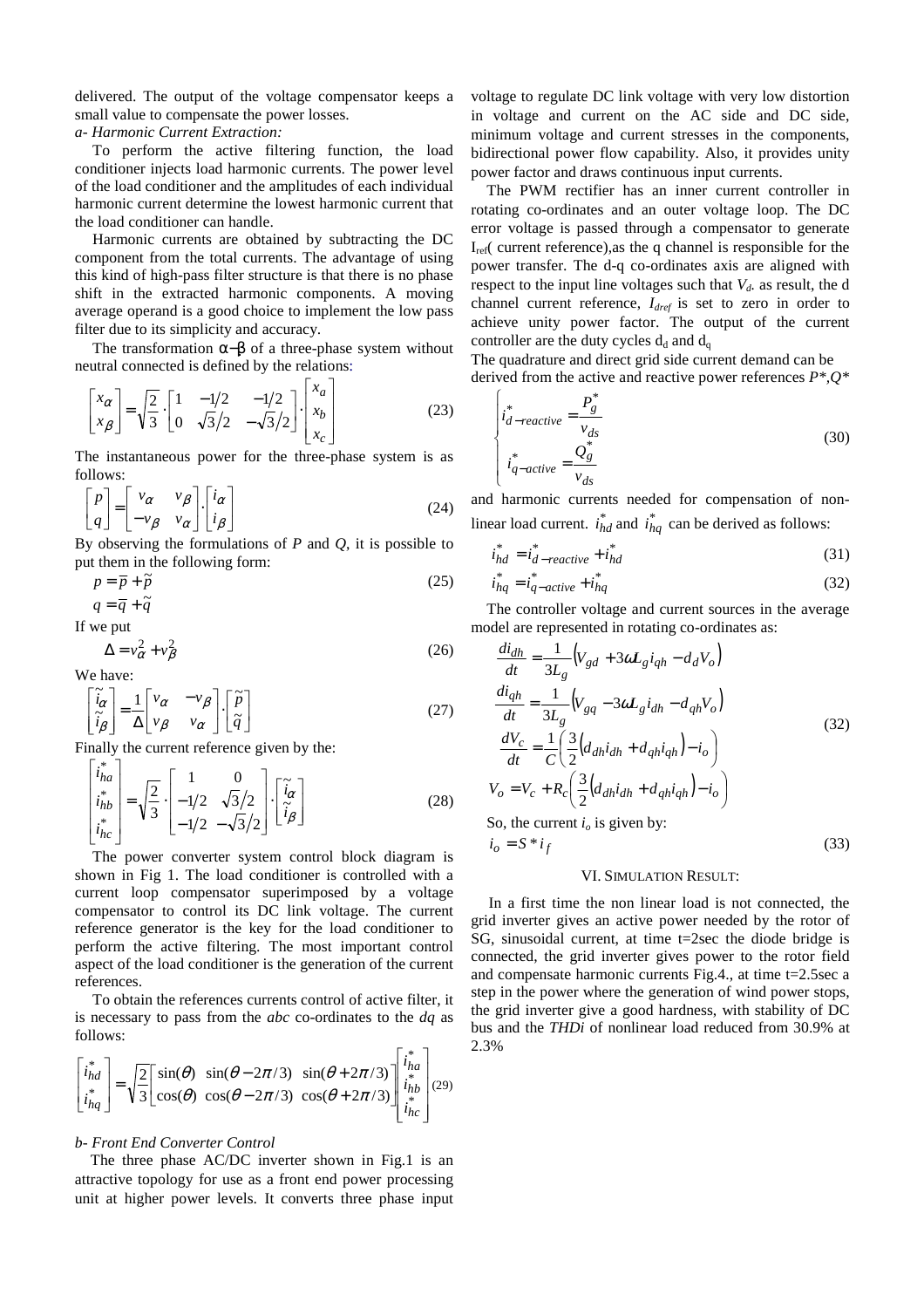delivered. The output of the voltage compensator keeps a small value to compensate the power losses.

*a- Harmonic Current Extraction:*

To perform the active filtering function, the load conditioner injects load harmonic currents. The power level of the load conditioner and the amplitudes of each individual harmonic current determine the lowest harmonic current that the load conditioner can handle.

Harmonic currents are obtained by subtracting the DC component from the total currents. The advantage of using this kind of high-pass filter structure is that there is no phase shift in the extracted harmonic components. A moving average operand is a good choice to implement the low pass filter due to its simplicity and accuracy.

The transformation $\alpha-\beta$ of a three-phase system without neutral connected is defined by the relations:

$$\begin{bmatrix} x_\alpha \\ x_\beta \end{bmatrix} = \sqrt{\frac{2}{3}} \cdot \begin{bmatrix} 1 & -1/2 & -1/2 \\ 0 & \sqrt{3}/2 & -\sqrt{3}/2 \end{bmatrix} \cdot \begin{bmatrix} x_a \\ x_b \\ x_c \end{bmatrix} \tag{23}$$

The instantaneous power for the three-phase system is as follows:

$$\begin{bmatrix} p \\ q \end{bmatrix} = \begin{bmatrix} v_\alpha & v_\beta \\ -v_\beta & v_\alpha \end{bmatrix} \cdot \begin{bmatrix} i_\alpha \\ i_\beta \end{bmatrix} \tag{24}$$

By observing the formulations of $P$ and $Q$, it is possible to put them in the following form:

$$p = \bar{p} + \tilde{p} \qquad q = \bar{q} + \tilde{q} \tag{25}$$

If we put

$$\Delta = v_\alpha^2 + v_\beta^2 \tag{26}$$

We have:

$$\begin{bmatrix} \tilde{i}_\alpha \\ \tilde{i}_\beta \end{bmatrix} = \frac{1}{\Delta} \begin{bmatrix} v_\alpha & -v_\beta \\ v_\beta & v_\alpha \end{bmatrix} \cdot \begin{bmatrix} \tilde{p} \\ \tilde{q} \end{bmatrix} \tag{27}$$

Finally the current reference given by the:

$$\begin{bmatrix} i_{ha}^* \\ i_{hb}^* \\ i_{hc}^* \end{bmatrix} = \sqrt{\frac{2}{3}} \cdot \begin{bmatrix} 1 & 0 \\ -1/2 & \sqrt{3}/2 \\ -1/2 & -\sqrt{3}/2 \end{bmatrix} \cdot \begin{bmatrix} \tilde{i}_\alpha \\ \tilde{i}_\beta \end{bmatrix} \tag{28}$$

The power converter system control block diagram is shown in Fig 1. The load conditioner is controlled with a current loop compensator superimposed by a voltage compensator to control its DC link voltage. The current reference generator is the key for the load conditioner to perform the active filtering. The most important control aspect of the load conditioner is the generation of the current references.

To obtain the references currents control of active filter, it is necessary to pass from the *abc* co-ordinates to the *dq* as follows:

$$\begin{bmatrix} i_{hd}^* \\ i_{hq}^* \end{bmatrix} = \sqrt{\frac{2}{3}} \begin{bmatrix} \sin(\theta) & \sin(\theta - 2\pi/3) & \sin(\theta + 2\pi/3) \\ \cos(\theta) & \cos(\theta - 2\pi/3) & \cos(\theta + 2\pi/3) \end{bmatrix} \begin{bmatrix} i_{ha}^* \\ i_{hb}^* \\ i_{hc}^* \end{bmatrix} \tag{29}$$

*b- Front End Converter Control*

The three phase AC/DC inverter shown in Fig.1 is an attractive topology for use as a front end power processing unit at higher power levels. It converts three phase input voltage to regulate DC link voltage with very low distortion in voltage and current on the AC side and DC side, minimum voltage and current stresses in the components, bidirectional power flow capability. Also, it provides unity power factor and draws continuous input currents.

The PWM rectifier has an inner current controller in rotating co-ordinates and an outer voltage loop. The DC error voltage is passed through a compensator to generate $I_{ref}$( current reference),as the q channel is responsible for the power transfer. The d-q co-ordinates axis are aligned with respect to the input line voltages such that $V_d$. as result, the d channel current reference, $I_{dref}$ is set to zero in order to achieve unity power factor. The output of the current controller are the duty cycles $d_d$ and $d_q$

The quadrature and direct grid side current demand can be derived from the active and reactive power references $P^*$,$Q^*$

$$\begin{cases} i_{d-reactive}^* = \dfrac{P_g^*}{v_{ds}} \\ i_{q-active}^* = \dfrac{Q_g^*}{v_{ds}} \end{cases} \tag{30}$$

and harmonic currents needed for compensation of non-linear load current. $i_{hd}^*$ and $i_{hq}^*$ can be derived as follows:

$$i_{hd}^* = i_{d-reactive}^* + i_{hd}^* \tag{31}$$

$$i_{hq}^* = i_{q-active}^* + i_{hq}^* \tag{32}$$

The controller voltage and current sources in the average model are represented in rotating co-ordinates as:

$$\begin{aligned} \frac{di_{dh}}{dt} &= \frac{1}{3L_g}\left(V_{gd} + 3\omega L_g i_{qh} - d_d V_o\right) \\ \frac{di_{qh}}{dt} &= \frac{1}{3L_g}\left(V_{gq} - 3\omega L_g i_{dh} - d_{qh} V_o\right) \\ \frac{dV_c}{dt} &= \frac{1}{C}\left(\frac{3}{2}\left(d_{dh} i_{dh} + d_{qh} i_{qh}\right) - i_o\right) \\ V_o &= V_c + R_c\left(\frac{3}{2}\left(d_{dh} i_{dh} + d_{qh} i_{qh}\right) - i_o\right) \end{aligned} \tag{32}$$

So, the current $i_o$ is given by:

$$i_o = S * i_f \tag{33}$$

## VI. Simulation Result:

In a first time the non linear load is not connected, the grid inverter gives an active power needed by the rotor of SG, sinusoidal current, at time t=2sec the diode bridge is connected, the grid inverter gives power to the rotor field and compensate harmonic currents Fig.4., at time t=2.5sec a step in the power where the generation of wind power stops, the grid inverter give a good hardness, with stability of DC bus and the *THDi* of nonlinear load reduced from 30.9% at 2.3%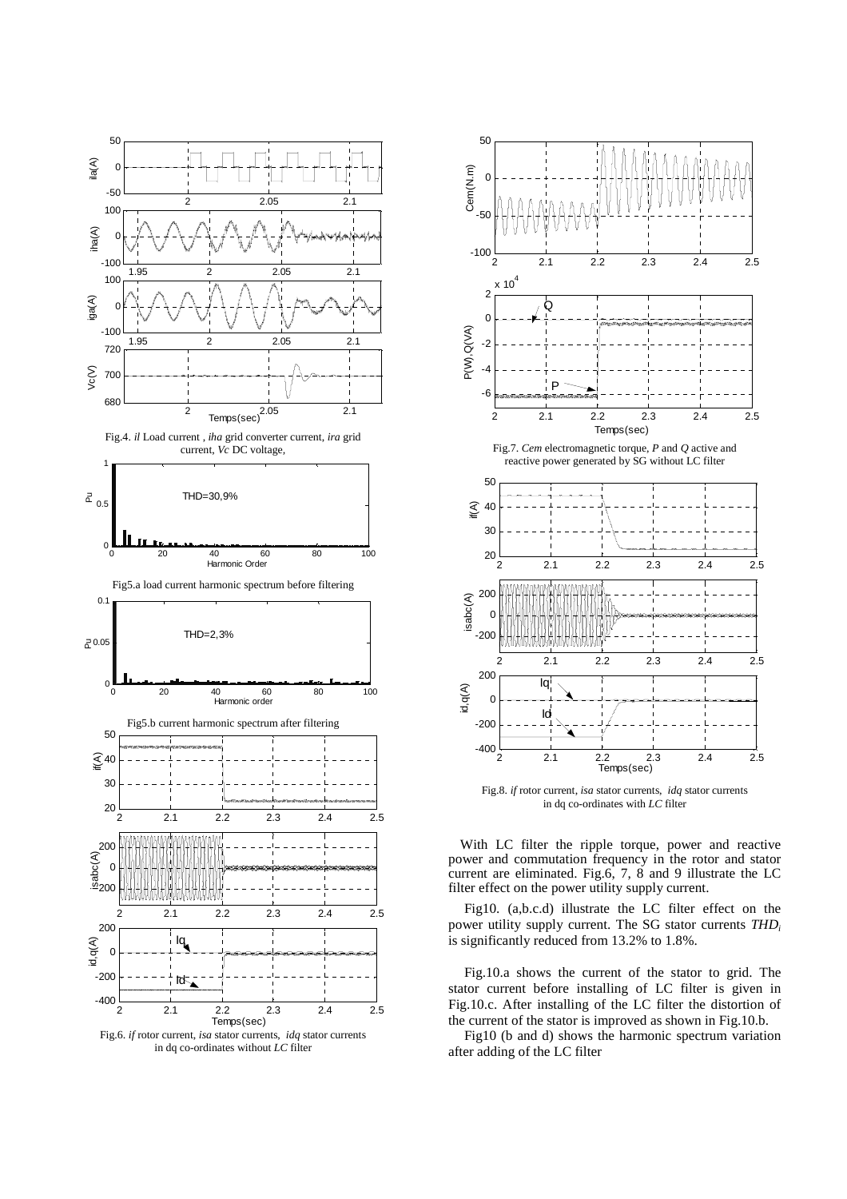Fig.4. *il* Load current , *iha* grid converter current, *ira* grid current, *Vc* DC voltage,

Fig5.a load current harmonic spectrum before filtering

Fig5.b current harmonic spectrum after filtering

Fig.6. *if* rotor current, *isa* stator currents, *idq* stator currents in dq co-ordinates without *LC* filter

Fig.7. *Cem* electromagnetic torque, *P* and *Q* active and reactive power generated by SG without LC filter

Fig.8. *if* rotor current, *isa* stator currents, *idq* stator currents in dq co-ordinates with *LC* filter

With LC filter the ripple torque, power and reactive power and commutation frequency in the rotor and stator current are eliminated. Fig.6, 7, 8 and 9 illustrate the LC filter effect on the power utility supply current.

Fig10. (a,b.c.d) illustrate the LC filter effect on the power utility supply current. The SG stator currents $THD_i$ is significantly reduced from 13.2% to 1.8%.

Fig.10.a shows the current of the stator to grid. The stator current before installing of LC filter is given in Fig.10.c. After installing of the LC filter the distortion of the current of the stator is improved as shown in Fig.10.b.

Fig10 (b and d) shows the harmonic spectrum variation after adding of the LC filter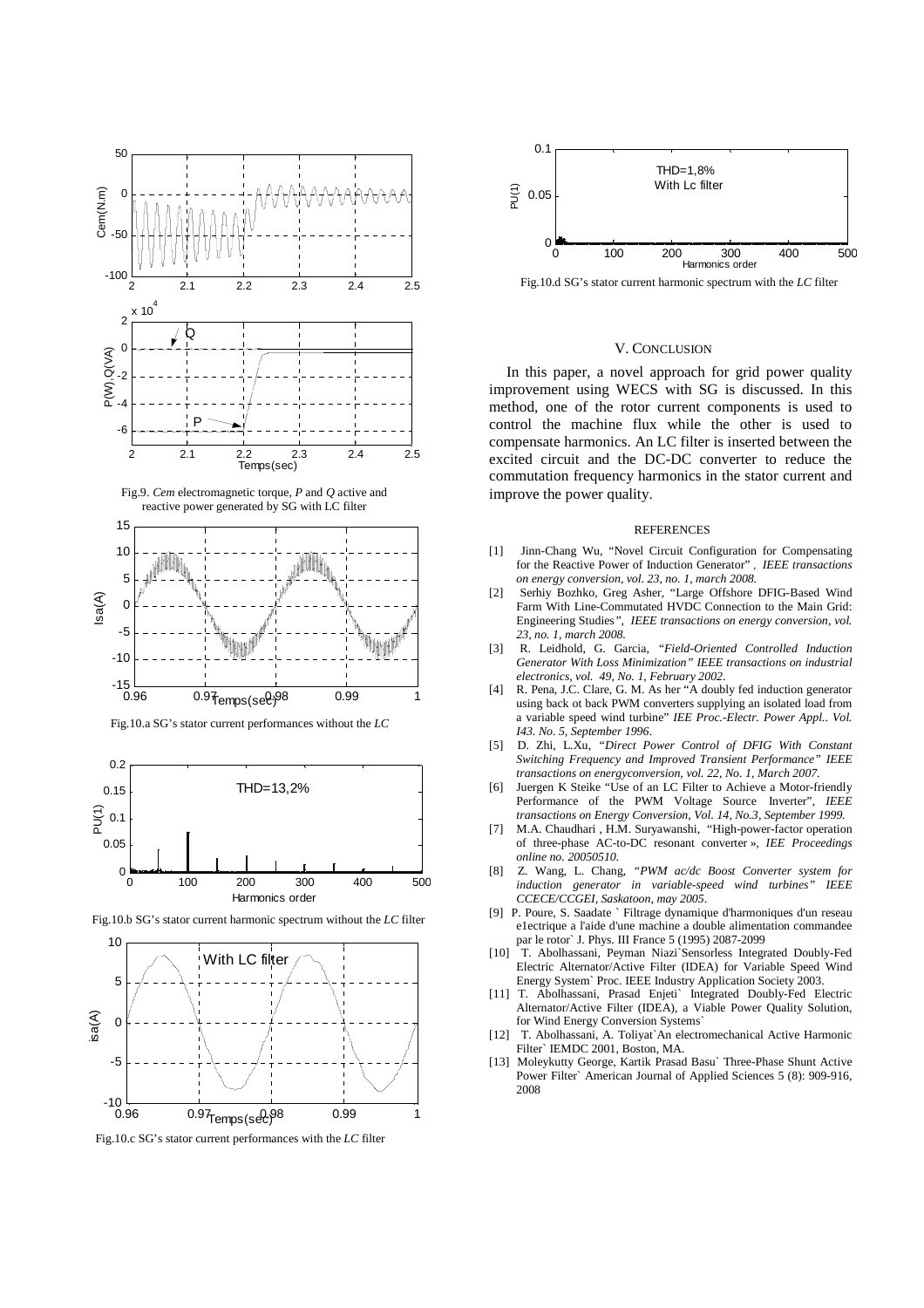50

0

-50

-100

2 2.1 2.2 2.3 2.4 2.5

Cem(N.m)

x 10^4

2

0

-2

-4

-6

Q

P

P(W), Q(VA)

2 2.1 2.2 2.3 2.4 2.5

Temps(sec)

Fig.9. *Cem* electromagnetic torque, *P* and *Q* active and reactive power generated by SG with LC filter

15

10

5

0

-5

-10

-15

Isa(A)

0.96 0.97 0.98 0.99 1

Temps(sec)

Fig.10.a SG's stator current performances without the *LC*

0.2

0.15

0.1

0.05

0

PU(1)

THD=13,2%

0 100 200 300 400 500

Harmonics order

Fig.10.b SG's stator current harmonic spectrum without the *LC* filter

10

5

0

-5

-10

isa(A)

With LC filter

0.96 0.97 0.98 0.99 1

Temps(sec)

Fig.10.c SG's stator current performances with the *LC* filter

0.1

0.05

0

PU(1)

THD=1,8%

With Lc filter

0 100 200 300 400 500

Harmonics order

Fig.10.d SG's stator current harmonic spectrum with the *LC* filter

## V. Conclusion

In this paper, a novel approach for grid power quality improvement using WECS with SG is discussed. In this method, one of the rotor current components is used to control the machine flux while the other is used to compensate harmonics. An LC filter is inserted between the excited circuit and the DC-DC converter to reduce the commutation frequency harmonics in the stator current and improve the power quality.

## References

[1] Jinn-Chang Wu, "Novel Circuit Configuration for Compensating for the Reactive Power of Induction Generator" , *IEEE transactions on energy conversion, vol. 23, no. 1, march 2008.*

[2] Serhiy Bozhko, Greg Asher, "Large Offshore DFIG-Based Wind Farm With Line-Commutated HVDC Connection to the Main Grid: Engineering Studies", *IEEE transactions on energy conversion, vol. 23, no. 1, march 2008.*

[3] R. Leidhold, G. Garcia, *"Field-Oriented Controlled Induction Generator With Loss Minimization" IEEE transactions on industrial electronics, vol. 49, No. 1, February 2002.*

[4] R. Pena, J.C. Clare, G. M. As her "A doubly fed induction generator using back ot back PWM converters supplying an isolated load from a variable speed wind turbine" *IEE Proc.-Electr. Power Appl.. Vol. I43. No. 5, September 1996.*

[5] D. Zhi, L.Xu, *"Direct Power Control of DFIG With Constant Switching Frequency and Improved Transient Performance" IEEE transactions on energyconversion, vol. 22, No. 1, March 2007.*

[6] Juergen K Steike "Use of an LC Filter to Achieve a Motor-friendly Performance of the PWM Voltage Source Inverter", *IEEE transactions on Energy Conversion, Vol. 14, No.3, September 1999.*

[7] M.A. Chaudhari , H.M. Suryawanshi, "High-power-factor operation of three-phase AC-to-DC resonant converter », *IEE Proceedings online no. 20050510.*

[8] Z. Wang, L. Chang, *"PWM ac/dc Boost Converter system for induction generator in variable-speed wind turbines" IEEE CCECE/CCGEI, Saskatoon, may 2005.*

[9] P. Poure, S. Saadate ` Filtrage dynamique d'harmoniques d'un reseau e1ectrique a l'aide d'une machine a double alimentation commandee par le rotor` J. Phys. III France 5 (1995) 2087-2099

[10] T. Abolhassani, Peyman Niazi`Sensorless Integrated Doubly-Fed Electric Alternator/Active Filter (IDEA) for Variable Speed Wind Energy System` Proc. IEEE Industry Application Society 2003.

[11] T. Abolhassani, Prasad Enjeti` Integrated Doubly-Fed Electric Alternator/Active Filter (IDEA), a Viable Power Quality Solution, for Wind Energy Conversion Systems`

[12] T. Abolhassani, A. Toliyat`An electromechanical Active Harmonic Filter` IEMDC 2001, Boston, MA.

[13] Moleykutty George, Kartik Prasad Basu` Three-Phase Shunt Active Power Filter` American Journal of Applied Sciences 5 (8): 909-916, 2008